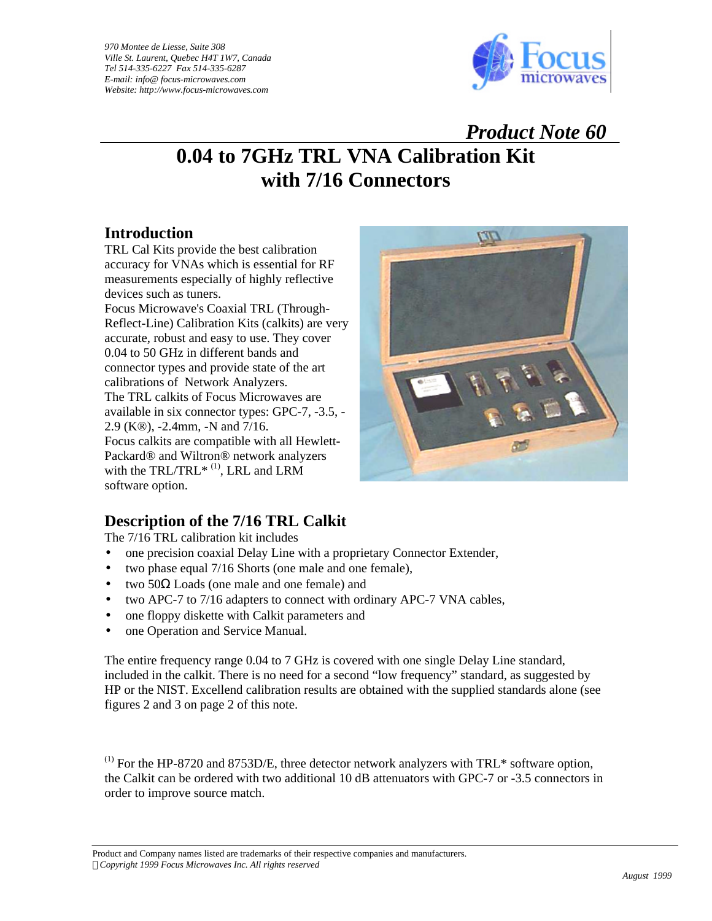970 Montee de Liesse, Suite 308
Ville St. Laurent, Quebec H4T 1W7, Canada
Tel 514-335-6227 Fax 514-335-6287
E-mail: info@ focus-microwaves.com
Website: http://www.focus-microwaves.com

*Product Note 60*

# 0.04 to 7GHz TRL VNA Calibration Kit with 7/16 Connectors

## Introduction

TRL Cal Kits provide the best calibration accuracy for VNAs which is essential for RF measurements especially of highly reflective devices such as tuners.

Focus Microwave's Coaxial TRL (Through-Reflect-Line) Calibration Kits (calkits) are very accurate, robust and easy to use. They cover 0.04 to 50 GHz in different bands and connector types and provide state of the art calibrations of Network Analyzers.

The TRL calkits of Focus Microwaves are available in six connector types: GPC-7, -3.5, -2.9 (K®), -2.4mm, -N and 7/16.

Focus calkits are compatible with all Hewlett-Packard® and Wiltron® network analyzers with the TRL/TRL* (1), LRL and LRM software option.

## Description of the 7/16 TRL Calkit

The 7/16 TRL calibration kit includes

- one precision coaxial Delay Line with a proprietary Connector Extender,
- two phase equal 7/16 Shorts (one male and one female),
- two 50Ω Loads (one male and one female) and
- two APC-7 to 7/16 adapters to connect with ordinary APC-7 VNA cables,
- one floppy diskette with Calkit parameters and
- one Operation and Service Manual.

The entire frequency range 0.04 to 7 GHz is covered with one single Delay Line standard, included in the calkit. There is no need for a second "low frequency" standard, as suggested by HP or the NIST. Excellend calibration results are obtained with the supplied standards alone (see figures 2 and 3 on page 2 of this note.

(1) For the HP-8720 and 8753D/E, three detector network analyzers with TRL* software option, the Calkit can be ordered with two additional 10 dB attenuators with GPC-7 or -3.5 connectors in order to improve source match.

Product and Company names listed are trademarks of their respective companies and manufacturers.
*Copyright 1999 Focus Microwaves Inc. All rights reserved*

*August 1999*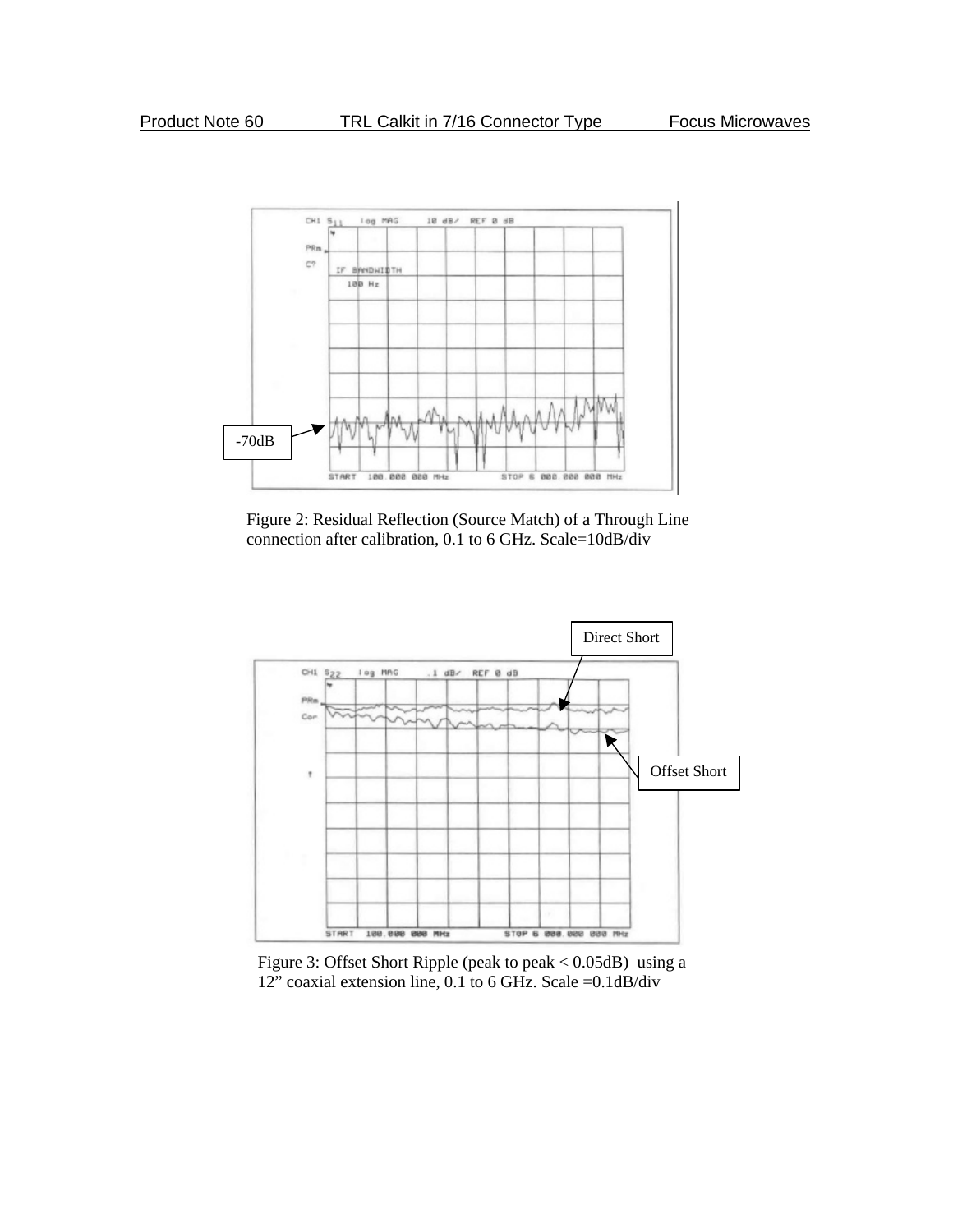CH1 S11 log MAG 10 dB/ REF 0 dB

PRm

C?

IF BANDWIDTH

100 Hz

-70dB

START 100.000 000 MHz STOP 6 000.000 000 MHz

Figure 2: Residual Reflection (Source Match) of a Through Line connection after calibration, 0.1 to 6 GHz. Scale=10dB/div

Direct Short

CH1 S22 log MAG .1 dB/ REF 0 dB

PRm

Cor

Offset Short

START 100.000 000 MHz STOP 6 000.000 000 MHz

Figure 3: Offset Short Ripple (peak to peak < 0.05dB) using a 12" coaxial extension line, 0.1 to 6 GHz. Scale =0.1dB/div